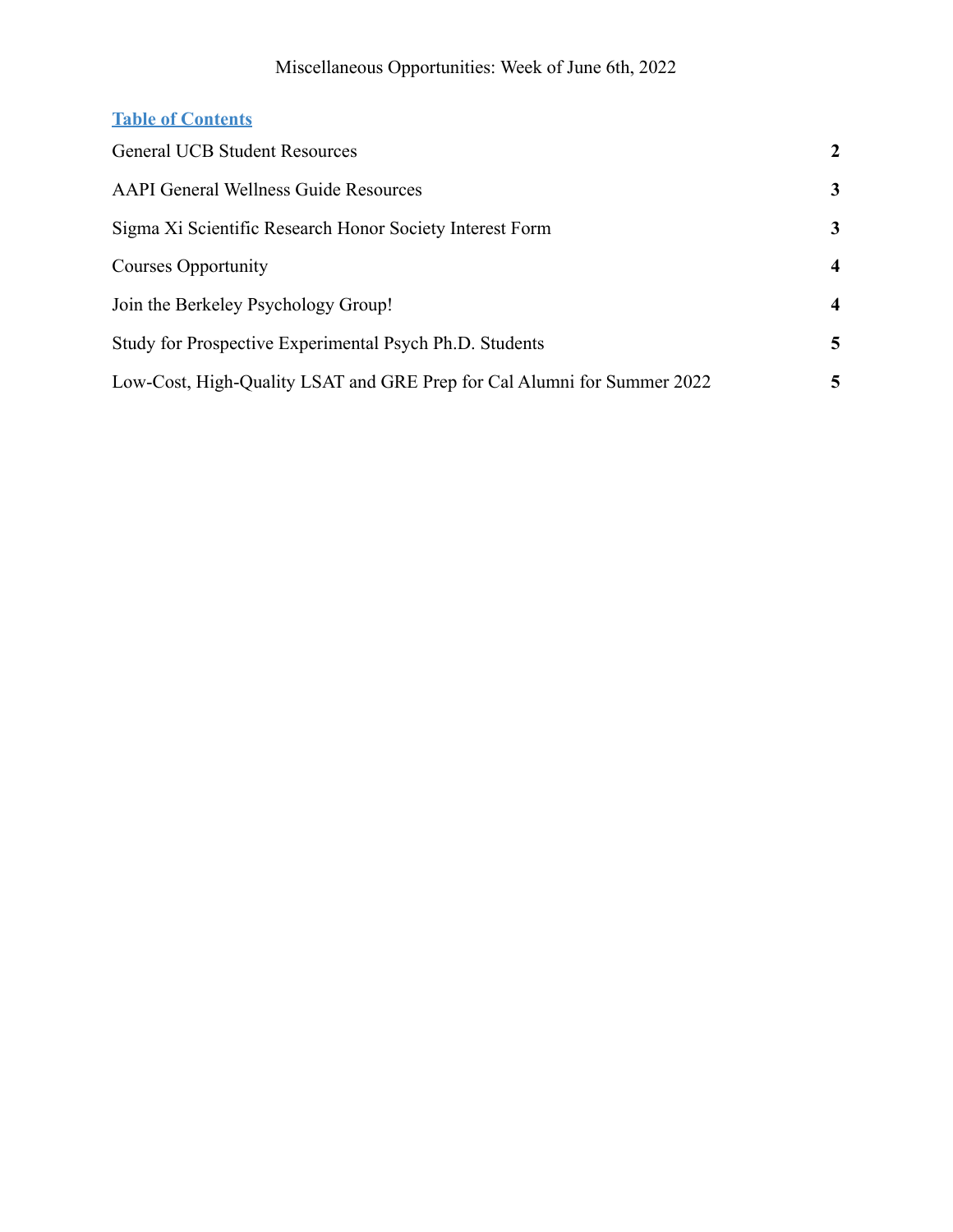Miscellaneous Opportunities: Week of June 6th, 2022

## Table of Contents

| | |
|---|---|
| General UCB Student Resources | **2** |
| AAPI General Wellness Guide Resources | **3** |
| Sigma Xi Scientific Research Honor Society Interest Form | **3** |
| Courses Opportunity | **4** |
| Join the Berkeley Psychology Group! | **4** |
| Study for Prospective Experimental Psych Ph.D. Students | **5** |
| Low-Cost, High-Quality LSAT and GRE Prep for Cal Alumni for Summer 2022 | **5** |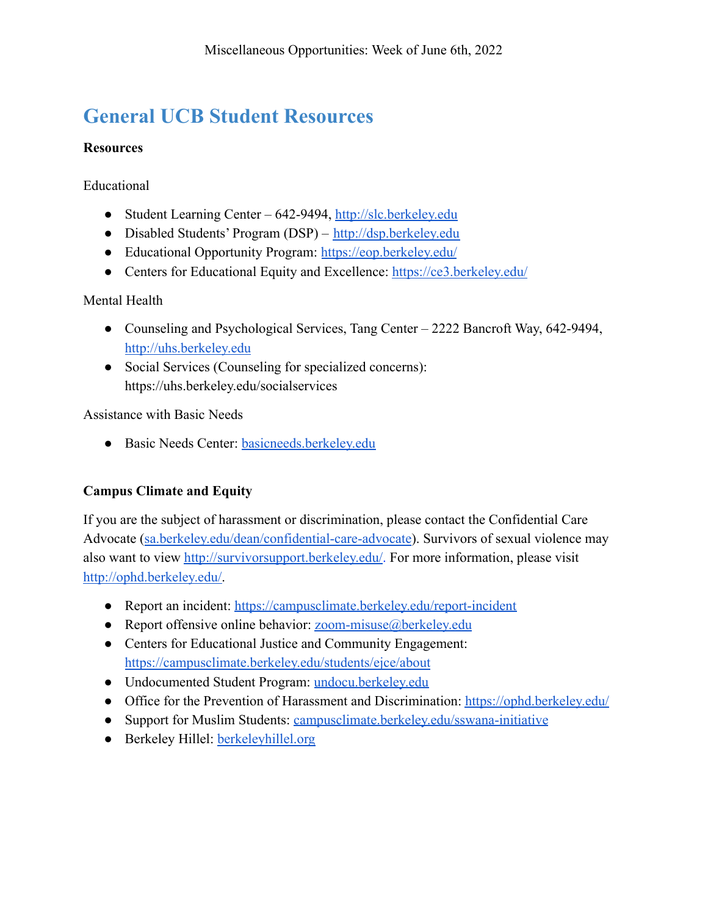# General UCB Student Resources

**Resources**

Educational

- Student Learning Center – 642-9494, http://slc.berkeley.edu
- Disabled Students' Program (DSP) – http://dsp.berkeley.edu
- Educational Opportunity Program: https://eop.berkeley.edu/
- Centers for Educational Equity and Excellence: https://ce3.berkeley.edu/

Mental Health

- Counseling and Psychological Services, Tang Center – 2222 Bancroft Way, 642-9494, http://uhs.berkeley.edu
- Social Services (Counseling for specialized concerns): https://uhs.berkeley.edu/socialservices

Assistance with Basic Needs

- Basic Needs Center: basicneeds.berkeley.edu

**Campus Climate and Equity**

If you are the subject of harassment or discrimination, please contact the Confidential Care Advocate (sa.berkeley.edu/dean/confidential-care-advocate). Survivors of sexual violence may also want to view http://survivorsupport.berkeley.edu/. For more information, please visit http://ophd.berkeley.edu/.

- Report an incident: https://campusclimate.berkeley.edu/report-incident
- Report offensive online behavior: zoom-misuse@berkeley.edu
- Centers for Educational Justice and Community Engagement: https://campusclimate.berkeley.edu/students/ejce/about
- Undocumented Student Program: undocu.berkeley.edu
- Office for the Prevention of Harassment and Discrimination: https://ophd.berkeley.edu/
- Support for Muslim Students: campusclimate.berkeley.edu/sswana-initiative
- Berkeley Hillel: berkeleyhillel.org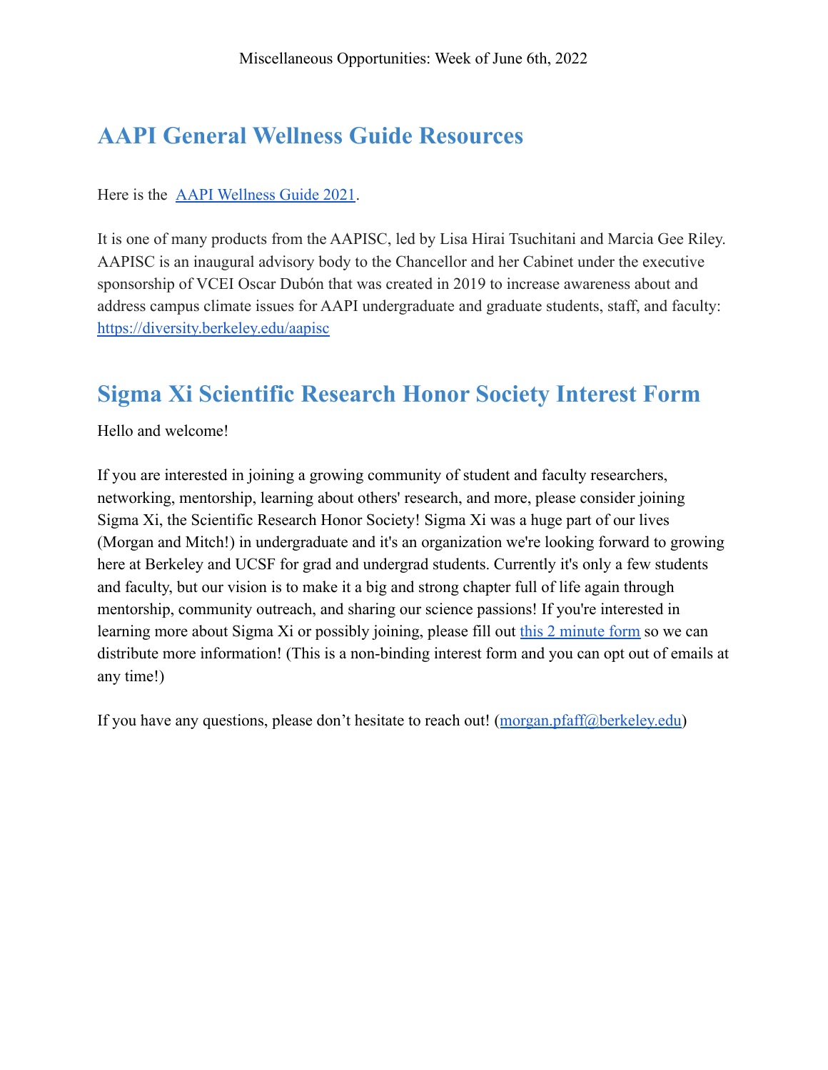Miscellaneous Opportunities: Week of June 6th, 2022

## AAPI General Wellness Guide Resources

Here is the [AAPI Wellness Guide 2021](#).

It is one of many products from the AAPISC, led by Lisa Hirai Tsuchitani and Marcia Gee Riley. AAPISC is an inaugural advisory body to the Chancellor and her Cabinet under the executive sponsorship of VCEI Oscar Dubón that was created in 2019 to increase awareness about and address campus climate issues for AAPI undergraduate and graduate students, staff, and faculty: [https://diversity.berkeley.edu/aapisc](https://diversity.berkeley.edu/aapisc)

## Sigma Xi Scientific Research Honor Society Interest Form

Hello and welcome!

If you are interested in joining a growing community of student and faculty researchers, networking, mentorship, learning about others' research, and more, please consider joining Sigma Xi, the Scientific Research Honor Society! Sigma Xi was a huge part of our lives (Morgan and Mitch!) in undergraduate and it's an organization we're looking forward to growing here at Berkeley and UCSF for grad and undergrad students. Currently it's only a few students and faculty, but our vision is to make it a big and strong chapter full of life again through mentorship, community outreach, and sharing our science passions! If you're interested in learning more about Sigma Xi or possibly joining, please fill out [this 2 minute form](#) so we can distribute more information! (This is a non-binding interest form and you can opt out of emails at any time!)

If you have any questions, please don't hesitate to reach out! ([morgan.pfaff@berkeley.edu](mailto:morgan.pfaff@berkeley.edu))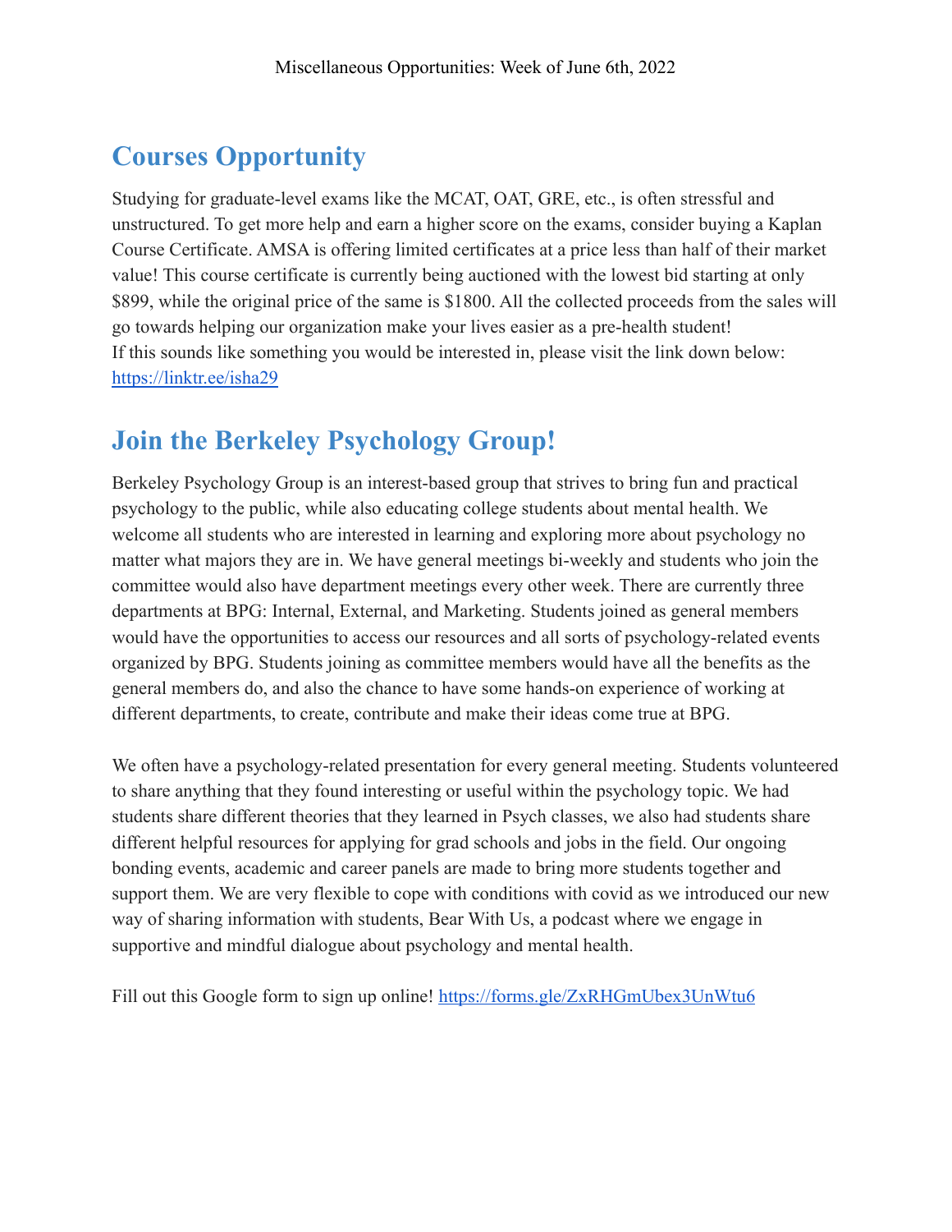Miscellaneous Opportunities: Week of June 6th, 2022

## Courses Opportunity

Studying for graduate-level exams like the MCAT, OAT, GRE, etc., is often stressful and unstructured. To get more help and earn a higher score on the exams, consider buying a Kaplan Course Certificate. AMSA is offering limited certificates at a price less than half of their market value! This course certificate is currently being auctioned with the lowest bid starting at only $899, while the original price of the same is $1800. All the collected proceeds from the sales will go towards helping our organization make your lives easier as a pre-health student!
If this sounds like something you would be interested in, please visit the link down below:
https://linktr.ee/isha29

## Join the Berkeley Psychology Group!

Berkeley Psychology Group is an interest-based group that strives to bring fun and practical psychology to the public, while also educating college students about mental health. We welcome all students who are interested in learning and exploring more about psychology no matter what majors they are in. We have general meetings bi-weekly and students who join the committee would also have department meetings every other week. There are currently three departments at BPG: Internal, External, and Marketing. Students joined as general members would have the opportunities to access our resources and all sorts of psychology-related events organized by BPG. Students joining as committee members would have all the benefits as the general members do, and also the chance to have some hands-on experience of working at different departments, to create, contribute and make their ideas come true at BPG.

We often have a psychology-related presentation for every general meeting. Students volunteered to share anything that they found interesting or useful within the psychology topic. We had students share different theories that they learned in Psych classes, we also had students share different helpful resources for applying for grad schools and jobs in the field. Our ongoing bonding events, academic and career panels are made to bring more students together and support them. We are very flexible to cope with conditions with covid as we introduced our new way of sharing information with students, Bear With Us, a podcast where we engage in supportive and mindful dialogue about psychology and mental health.

Fill out this Google form to sign up online! https://forms.gle/ZxRHGmUbex3UnWtu6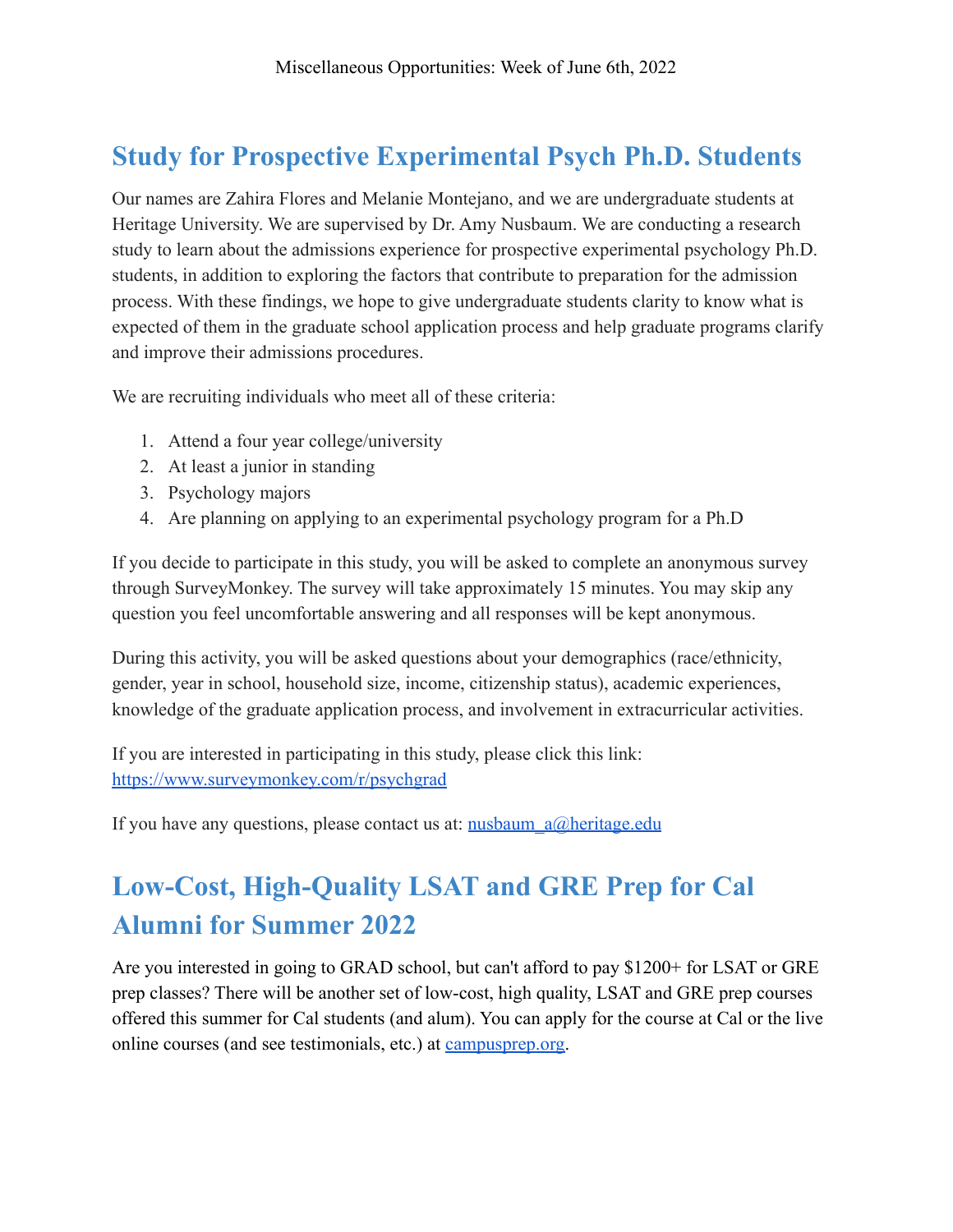Miscellaneous Opportunities: Week of June 6th, 2022

## Study for Prospective Experimental Psych Ph.D. Students

Our names are Zahira Flores and Melanie Montejano, and we are undergraduate students at Heritage University. We are supervised by Dr. Amy Nusbaum. We are conducting a research study to learn about the admissions experience for prospective experimental psychology Ph.D. students, in addition to exploring the factors that contribute to preparation for the admission process. With these findings, we hope to give undergraduate students clarity to know what is expected of them in the graduate school application process and help graduate programs clarify and improve their admissions procedures.

We are recruiting individuals who meet all of these criteria:

1. Attend a four year college/university
2. At least a junior in standing
3. Psychology majors
4. Are planning on applying to an experimental psychology program for a Ph.D

If you decide to participate in this study, you will be asked to complete an anonymous survey through SurveyMonkey. The survey will take approximately 15 minutes. You may skip any question you feel uncomfortable answering and all responses will be kept anonymous.

During this activity, you will be asked questions about your demographics (race/ethnicity, gender, year in school, household size, income, citizenship status), academic experiences, knowledge of the graduate application process, and involvement in extracurricular activities.

If you are interested in participating in this study, please click this link: [https://www.surveymonkey.com/r/psychgrad](https://www.surveymonkey.com/r/psychgrad)

If you have any questions, please contact us at: [nusbaum_a@heritage.edu](mailto:nusbaum_a@heritage.edu)

## Low-Cost, High-Quality LSAT and GRE Prep for Cal Alumni for Summer 2022

Are you interested in going to GRAD school, but can't afford to pay $1200+ for LSAT or GRE prep classes? There will be another set of low-cost, high quality, LSAT and GRE prep courses offered this summer for Cal students (and alum). You can apply for the course at Cal or the live online courses (and see testimonials, etc.) at [campusprep.org](http://campusprep.org).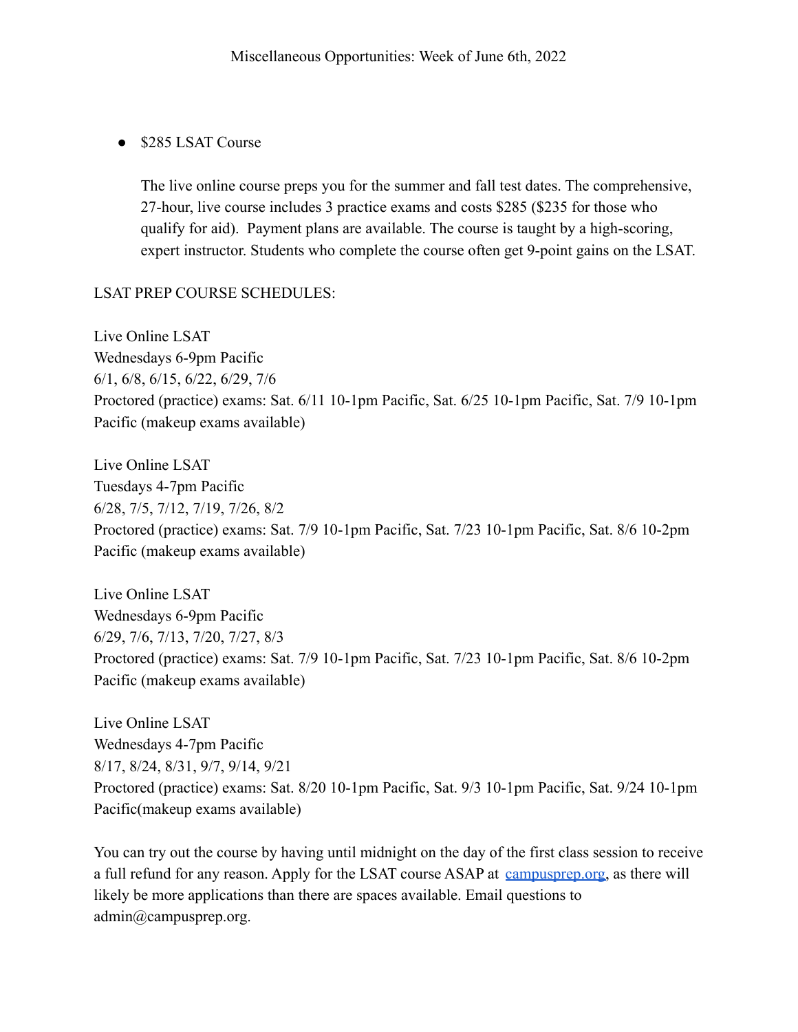Miscellaneous Opportunities: Week of June 6th, 2022

- $285 LSAT Course

  The live online course preps you for the summer and fall test dates. The comprehensive, 27-hour, live course includes 3 practice exams and costs $285 ($235 for those who qualify for aid). Payment plans are available. The course is taught by a high-scoring, expert instructor. Students who complete the course often get 9-point gains on the LSAT.

LSAT PREP COURSE SCHEDULES:

Live Online LSAT
Wednesdays 6-9pm Pacific
6/1, 6/8, 6/15, 6/22, 6/29, 7/6
Proctored (practice) exams: Sat. 6/11 10-1pm Pacific, Sat. 6/25 10-1pm Pacific, Sat. 7/9 10-1pm Pacific (makeup exams available)

Live Online LSAT
Tuesdays 4-7pm Pacific
6/28, 7/5, 7/12, 7/19, 7/26, 8/2
Proctored (practice) exams: Sat. 7/9 10-1pm Pacific, Sat. 7/23 10-1pm Pacific, Sat. 8/6 10-2pm Pacific (makeup exams available)

Live Online LSAT
Wednesdays 6-9pm Pacific
6/29, 7/6, 7/13, 7/20, 7/27, 8/3
Proctored (practice) exams: Sat. 7/9 10-1pm Pacific, Sat. 7/23 10-1pm Pacific, Sat. 8/6 10-2pm Pacific (makeup exams available)

Live Online LSAT
Wednesdays 4-7pm Pacific
8/17, 8/24, 8/31, 9/7, 9/14, 9/21
Proctored (practice) exams: Sat. 8/20 10-1pm Pacific, Sat. 9/3 10-1pm Pacific, Sat. 9/24 10-1pm Pacific(makeup exams available)

You can try out the course by having until midnight on the day of the first class session to receive a full refund for any reason. Apply for the LSAT course ASAP at [campusprep.org](campusprep.org), as there will likely be more applications than there are spaces available. Email questions to admin@campusprep.org.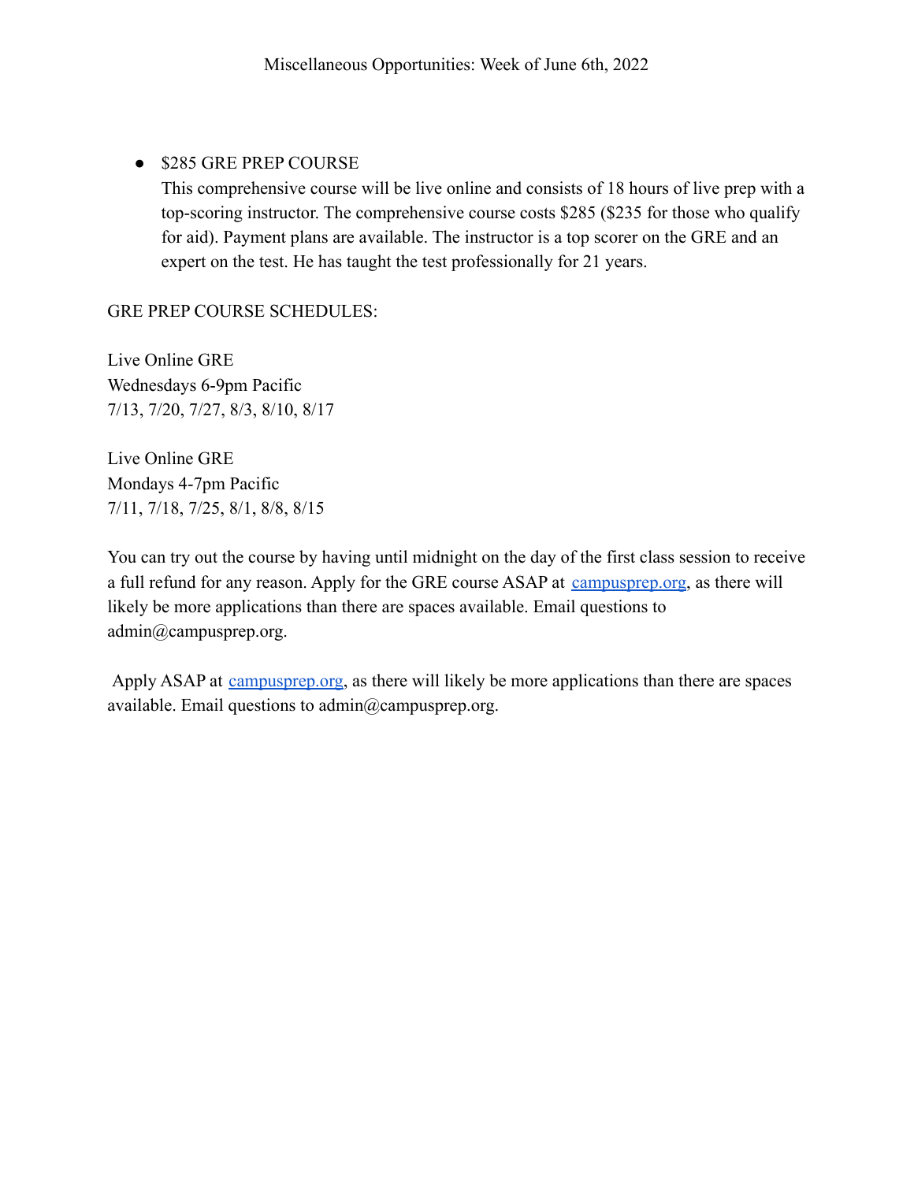Miscellaneous Opportunities: Week of June 6th, 2022

- $285 GRE PREP COURSE
  This comprehensive course will be live online and consists of 18 hours of live prep with a top-scoring instructor. The comprehensive course costs $285 ($235 for those who qualify for aid). Payment plans are available. The instructor is a top scorer on the GRE and an expert on the test. He has taught the test professionally for 21 years.

GRE PREP COURSE SCHEDULES:

Live Online GRE
Wednesdays 6-9pm Pacific
7/13, 7/20, 7/27, 8/3, 8/10, 8/17

Live Online GRE
Mondays 4-7pm Pacific
7/11, 7/18, 7/25, 8/1, 8/8, 8/15

You can try out the course by having until midnight on the day of the first class session to receive a full refund for any reason. Apply for the GRE course ASAP at [campusprep.org](campusprep.org), as there will likely be more applications than there are spaces available. Email questions to admin@campusprep.org.

Apply ASAP at [campusprep.org](campusprep.org), as there will likely be more applications than there are spaces available. Email questions to admin@campusprep.org.